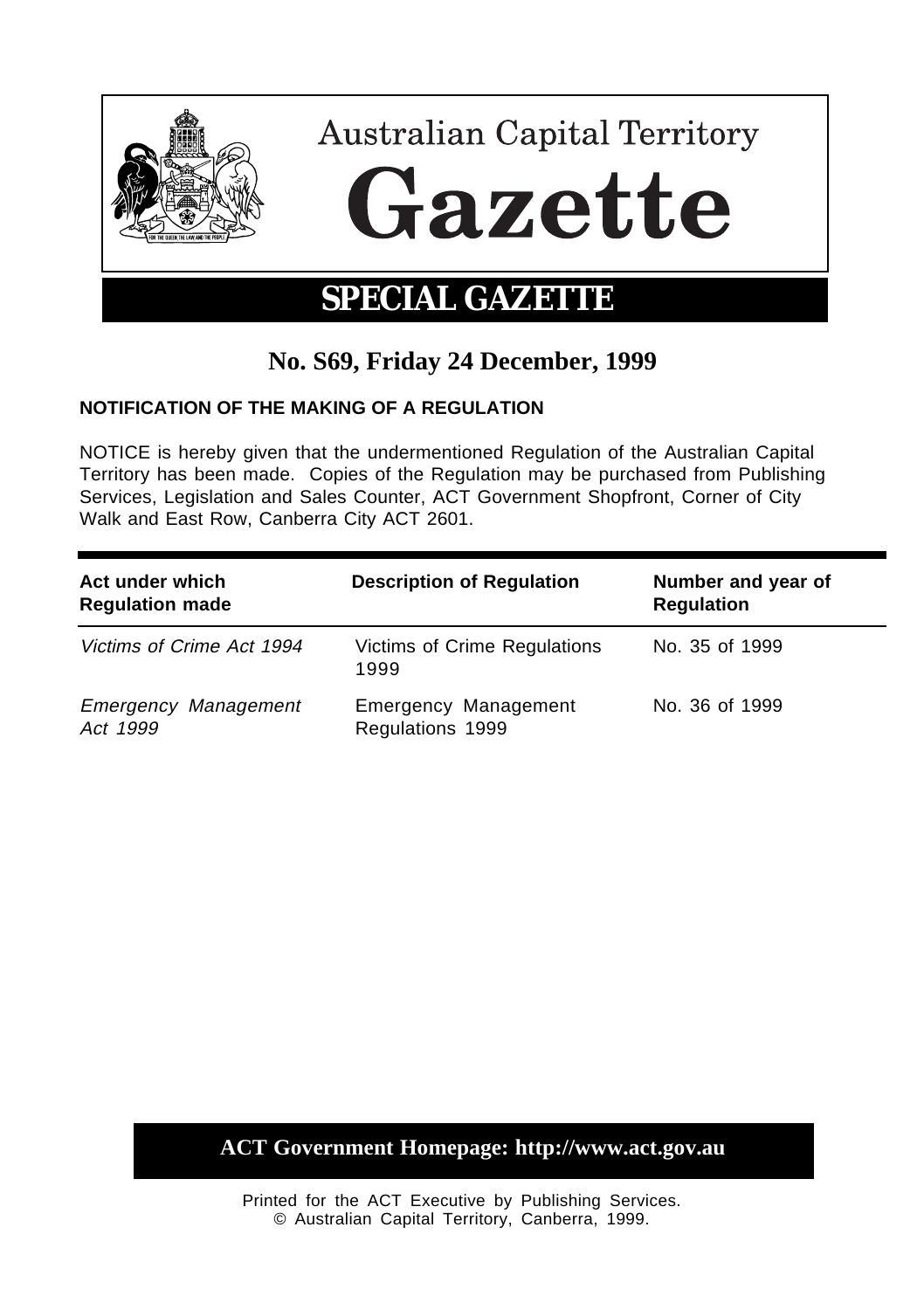Australian Capital Territory

# Gazette

## SPECIAL GAZETTE

### No. S69, Friday 24 December, 1999

**NOTIFICATION OF THE MAKING OF A REGULATION**

NOTICE is hereby given that the undermentioned Regulation of the Australian Capital Territory has been made. Copies of the Regulation may be purchased from Publishing Services, Legislation and Sales Counter, ACT Government Shopfront, Corner of City Walk and East Row, Canberra City ACT 2601.

| Act under which Regulation made | Description of Regulation | Number and year of Regulation |
|---|---|---|
| *Victims of Crime Act 1994* | Victims of Crime Regulations 1999 | No. 35 of 1999 |
| *Emergency Management Act 1999* | Emergency Management Regulations 1999 | No. 36 of 1999 |

**ACT Government Homepage: http://www.act.gov.au**

Printed for the ACT Executive by Publishing Services.
© Australian Capital Territory, Canberra, 1999.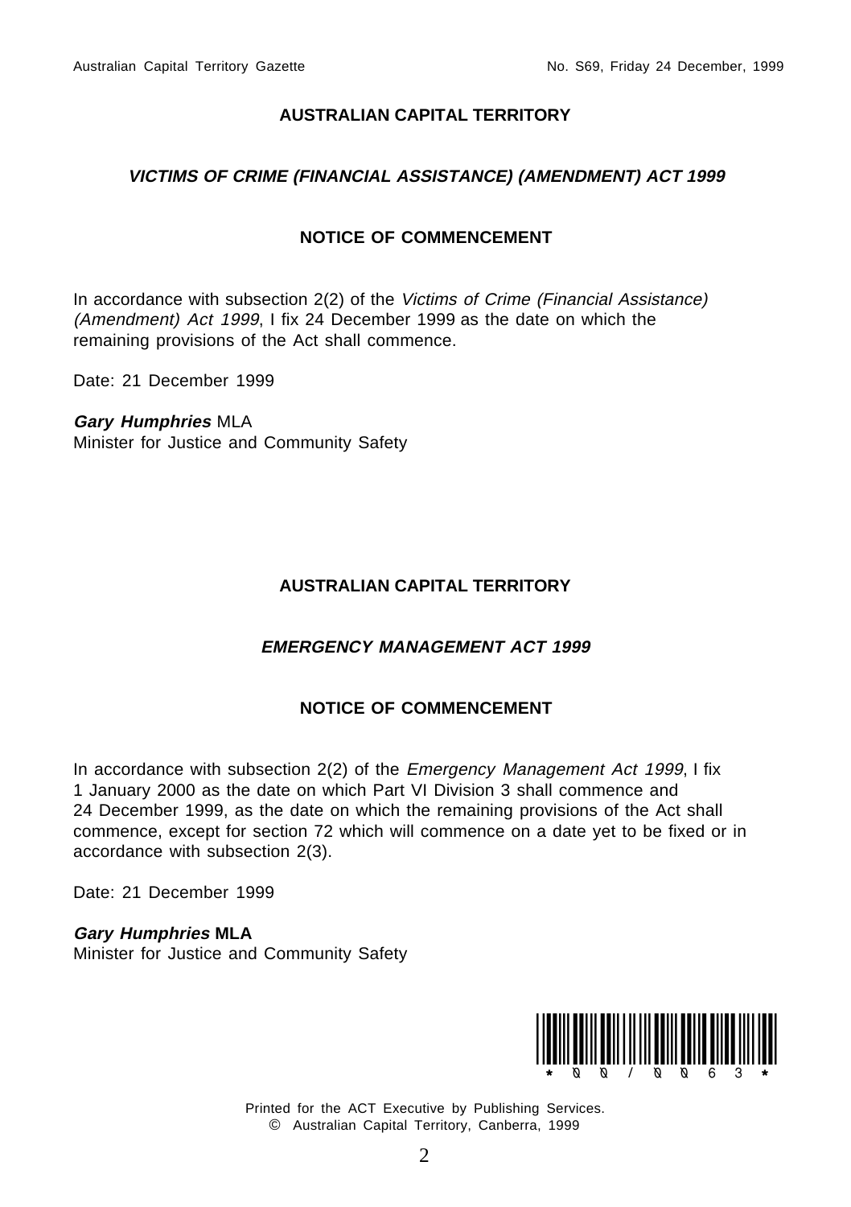**AUSTRALIAN CAPITAL TERRITORY**

***VICTIMS OF CRIME (FINANCIAL ASSISTANCE) (AMENDMENT) ACT 1999***

**NOTICE OF COMMENCEMENT**

In accordance with subsection 2(2) of the *Victims of Crime (Financial Assistance) (Amendment) Act 1999*, I fix 24 December 1999 as the date on which the remaining provisions of the Act shall commence.

Date: 21 December 1999

***Gary Humphries*** MLA
Minister for Justice and Community Safety

**AUSTRALIAN CAPITAL TERRITORY**

***EMERGENCY MANAGEMENT ACT 1999***

**NOTICE OF COMMENCEMENT**

In accordance with subsection 2(2) of the *Emergency Management Act 1999*, I fix 1 January 2000 as the date on which Part VI Division 3 shall commence and 24 December 1999, as the date on which the remaining provisions of the Act shall commence, except for section 72 which will commence on a date yet to be fixed or in accordance with subsection 2(3).

Date: 21 December 1999

***Gary Humphries*** **MLA**
Minister for Justice and Community Safety

*00/0063*

Printed for the ACT Executive by Publishing Services.
© Australian Capital Territory, Canberra, 1999